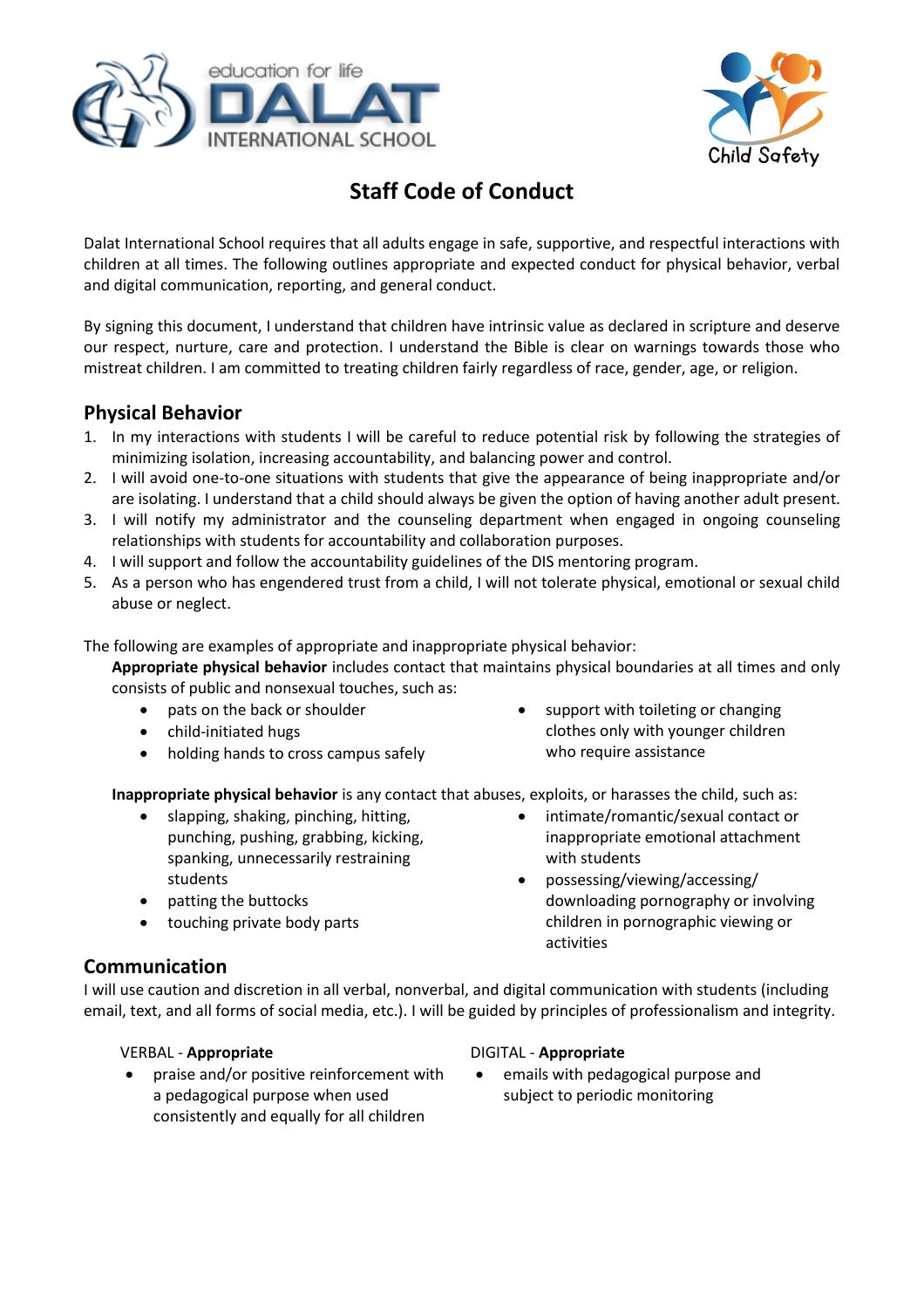# Staff Code of Conduct

Dalat International School requires that all adults engage in safe, supportive, and respectful interactions with children at all times. The following outlines appropriate and expected conduct for physical behavior, verbal and digital communication, reporting, and general conduct.

By signing this document, I understand that children have intrinsic value as declared in scripture and deserve our respect, nurture, care and protection. I understand the Bible is clear on warnings towards those who mistreat children. I am committed to treating children fairly regardless of race, gender, age, or religion.

## Physical Behavior

1. In my interactions with students I will be careful to reduce potential risk by following the strategies of minimizing isolation, increasing accountability, and balancing power and control.
2. I will avoid one-to-one situations with students that give the appearance of being inappropriate and/or are isolating. I understand that a child should always be given the option of having another adult present.
3. I will notify my administrator and the counseling department when engaged in ongoing counseling relationships with students for accountability and collaboration purposes.
4. I will support and follow the accountability guidelines of the DIS mentoring program.
5. As a person who has engendered trust from a child, I will not tolerate physical, emotional or sexual child abuse or neglect.

The following are examples of appropriate and inappropriate physical behavior:

**Appropriate physical behavior** includes contact that maintains physical boundaries at all times and only consists of public and nonsexual touches, such as:

- pats on the back or shoulder
- child-initiated hugs
- holding hands to cross campus safely
- support with toileting or changing clothes only with younger children who require assistance

**Inappropriate physical behavior** is any contact that abuses, exploits, or harasses the child, such as:

- slapping, shaking, pinching, hitting, punching, pushing, grabbing, kicking, spanking, unnecessarily restraining students
- patting the buttocks
- touching private body parts
- intimate/romantic/sexual contact or inappropriate emotional attachment with students
- possessing/viewing/accessing/downloading pornography or involving children in pornographic viewing or activities

## Communication

I will use caution and discretion in all verbal, nonverbal, and digital communication with students (including email, text, and all forms of social media, etc.). I will be guided by principles of professionalism and integrity.

VERBAL - **Appropriate**

- praise and/or positive reinforcement with a pedagogical purpose when used consistently and equally for all children

DIGITAL - **Appropriate**

- emails with pedagogical purpose and subject to periodic monitoring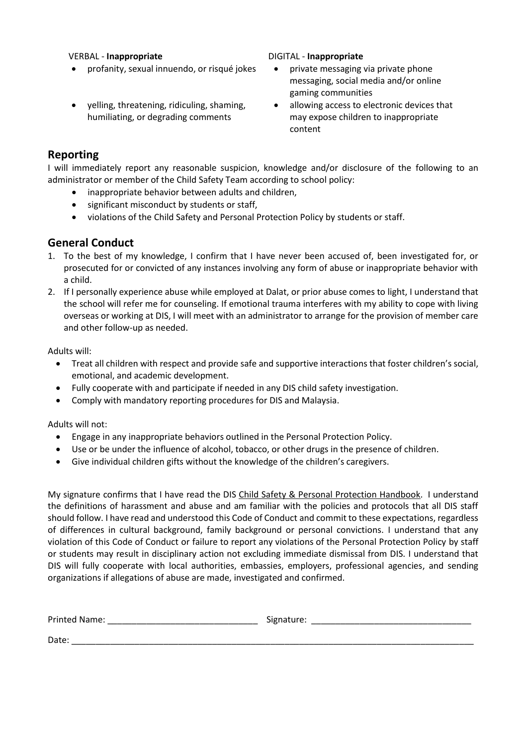VERBAL - **Inappropriate**

- profanity, sexual innuendo, or risqué jokes
- yelling, threatening, ridiculing, shaming, humiliating, or degrading comments

DIGITAL - **Inappropriate**

- private messaging via private phone messaging, social media and/or online gaming communities
- allowing access to electronic devices that may expose children to inappropriate content

## Reporting

I will immediately report any reasonable suspicion, knowledge and/or disclosure of the following to an administrator or member of the Child Safety Team according to school policy:

- inappropriate behavior between adults and children,
- significant misconduct by students or staff,
- violations of the Child Safety and Personal Protection Policy by students or staff.

## General Conduct

1. To the best of my knowledge, I confirm that I have never been accused of, been investigated for, or prosecuted for or convicted of any instances involving any form of abuse or inappropriate behavior with a child.
2. If I personally experience abuse while employed at Dalat, or prior abuse comes to light, I understand that the school will refer me for counseling. If emotional trauma interferes with my ability to cope with living overseas or working at DIS, I will meet with an administrator to arrange for the provision of member care and other follow-up as needed.

Adults will:

- Treat all children with respect and provide safe and supportive interactions that foster children's social, emotional, and academic development.
- Fully cooperate with and participate if needed in any DIS child safety investigation.
- Comply with mandatory reporting procedures for DIS and Malaysia.

Adults will not:

- Engage in any inappropriate behaviors outlined in the Personal Protection Policy.
- Use or be under the influence of alcohol, tobacco, or other drugs in the presence of children.
- Give individual children gifts without the knowledge of the children's caregivers.

My signature confirms that I have read the DIS Child Safety & Personal Protection Handbook. I understand the definitions of harassment and abuse and am familiar with the policies and protocols that all DIS staff should follow. I have read and understood this Code of Conduct and commit to these expectations, regardless of differences in cultural background, family background or personal convictions. I understand that any violation of this Code of Conduct or failure to report any violations of the Personal Protection Policy by staff or students may result in disciplinary action not excluding immediate dismissal from DIS. I understand that DIS will fully cooperate with local authorities, embassies, employers, professional agencies, and sending organizations if allegations of abuse are made, investigated and confirmed.

Printed Name: ______________________________ Signature: ________________________________

Date: ____________________________________________________________________________________